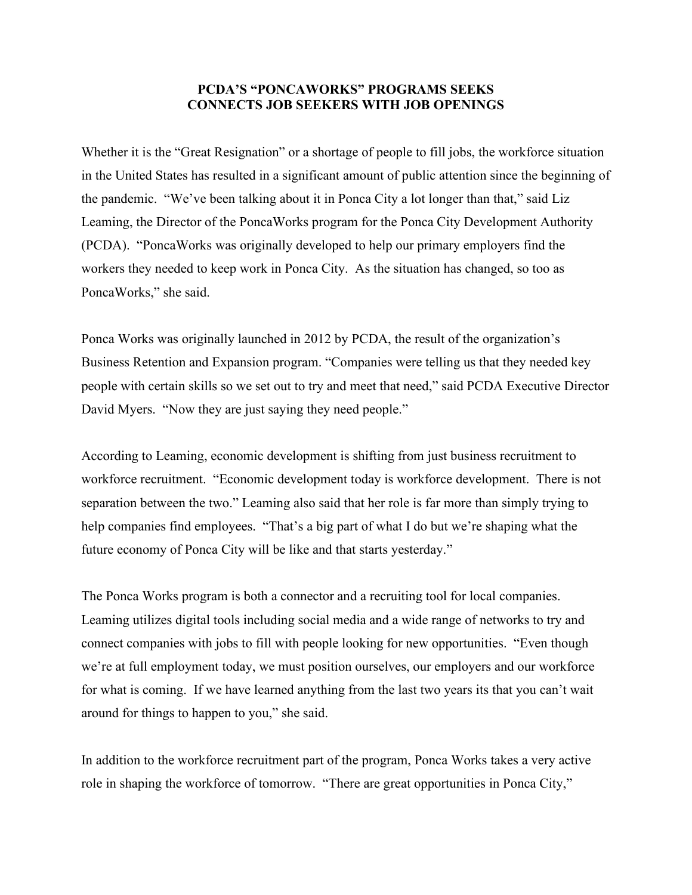**PCDA'S "PONCAWORKS" PROGRAMS SEEKS CONNECTS JOB SEEKERS WITH JOB OPENINGS**

Whether it is the "Great Resignation" or a shortage of people to fill jobs, the workforce situation in the United States has resulted in a significant amount of public attention since the beginning of the pandemic. "We've been talking about it in Ponca City a lot longer than that," said Liz Leaming, the Director of the PoncaWorks program for the Ponca City Development Authority (PCDA). "PoncaWorks was originally developed to help our primary employers find the workers they needed to keep work in Ponca City. As the situation has changed, so too as PoncaWorks," she said.

Ponca Works was originally launched in 2012 by PCDA, the result of the organization's Business Retention and Expansion program. "Companies were telling us that they needed key people with certain skills so we set out to try and meet that need," said PCDA Executive Director David Myers. "Now they are just saying they need people."

According to Leaming, economic development is shifting from just business recruitment to workforce recruitment. "Economic development today is workforce development. There is not separation between the two." Leaming also said that her role is far more than simply trying to help companies find employees. "That's a big part of what I do but we're shaping what the future economy of Ponca City will be like and that starts yesterday."

The Ponca Works program is both a connector and a recruiting tool for local companies. Leaming utilizes digital tools including social media and a wide range of networks to try and connect companies with jobs to fill with people looking for new opportunities. "Even though we're at full employment today, we must position ourselves, our employers and our workforce for what is coming. If we have learned anything from the last two years its that you can't wait around for things to happen to you," she said.

In addition to the workforce recruitment part of the program, Ponca Works takes a very active role in shaping the workforce of tomorrow. "There are great opportunities in Ponca City,"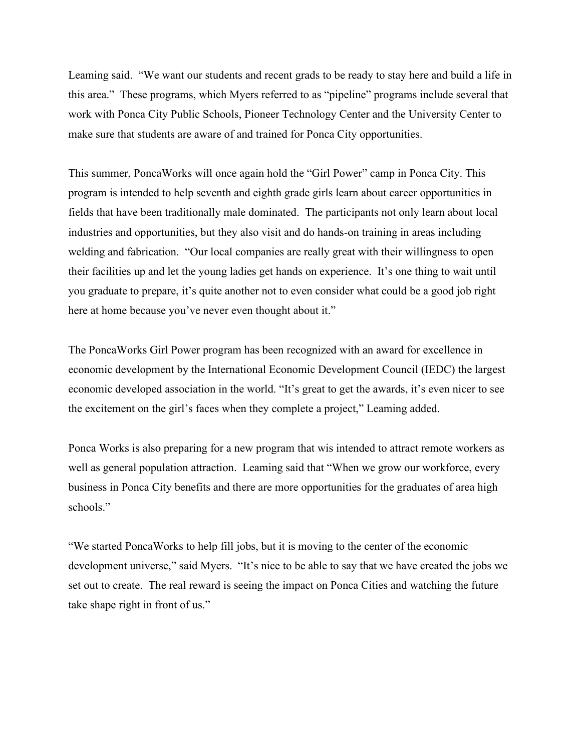Leaming said. "We want our students and recent grads to be ready to stay here and build a life in this area." These programs, which Myers referred to as "pipeline" programs include several that work with Ponca City Public Schools, Pioneer Technology Center and the University Center to make sure that students are aware of and trained for Ponca City opportunities.

This summer, PoncaWorks will once again hold the "Girl Power" camp in Ponca City. This program is intended to help seventh and eighth grade girls learn about career opportunities in fields that have been traditionally male dominated. The participants not only learn about local industries and opportunities, but they also visit and do hands-on training in areas including welding and fabrication. "Our local companies are really great with their willingness to open their facilities up and let the young ladies get hands on experience. It's one thing to wait until you graduate to prepare, it's quite another not to even consider what could be a good job right here at home because you've never even thought about it."

The PoncaWorks Girl Power program has been recognized with an award for excellence in economic development by the International Economic Development Council (IEDC) the largest economic developed association in the world. "It's great to get the awards, it's even nicer to see the excitement on the girl's faces when they complete a project," Leaming added.

Ponca Works is also preparing for a new program that wis intended to attract remote workers as well as general population attraction. Leaming said that "When we grow our workforce, every business in Ponca City benefits and there are more opportunities for the graduates of area high schools."

"We started PoncaWorks to help fill jobs, but it is moving to the center of the economic development universe," said Myers. "It's nice to be able to say that we have created the jobs we set out to create. The real reward is seeing the impact on Ponca Cities and watching the future take shape right in front of us."